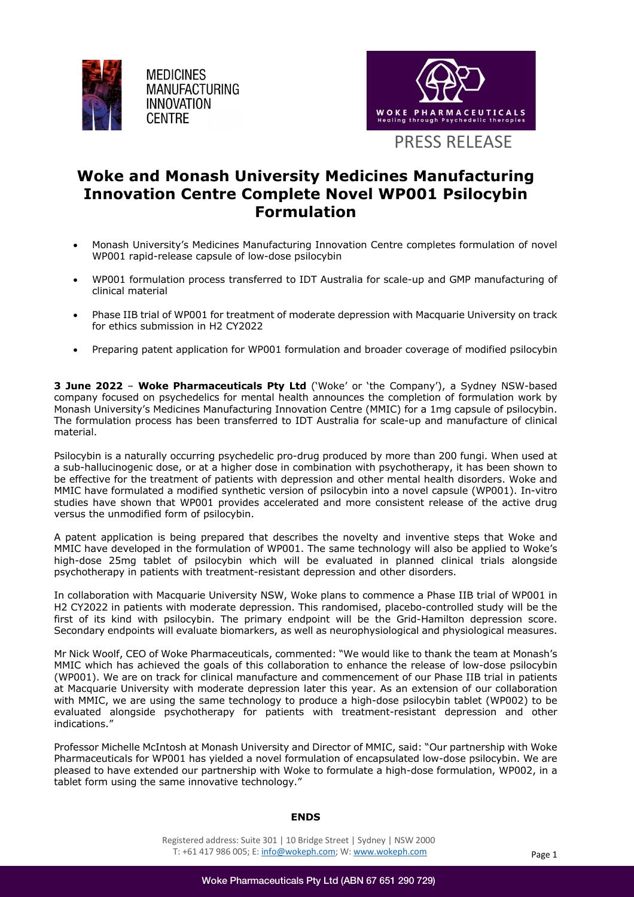MEDICINES MANUFACTURING INNOVATION CENTRE

WOKE PHARMACEUTICALS
Healing through Psychedelic therapies

PRESS RELEASE

# Woke and Monash University Medicines Manufacturing Innovation Centre Complete Novel WP001 Psilocybin Formulation

- Monash University's Medicines Manufacturing Innovation Centre completes formulation of novel WP001 rapid-release capsule of low-dose psilocybin
- WP001 formulation process transferred to IDT Australia for scale-up and GMP manufacturing of clinical material
- Phase IIB trial of WP001 for treatment of moderate depression with Macquarie University on track for ethics submission in H2 CY2022
- Preparing patent application for WP001 formulation and broader coverage of modified psilocybin

**3 June 2022** – **Woke Pharmaceuticals Pty Ltd** ('Woke' or 'the Company'), a Sydney NSW-based company focused on psychedelics for mental health announces the completion of formulation work by Monash University's Medicines Manufacturing Innovation Centre (MMIC) for a 1mg capsule of psilocybin. The formulation process has been transferred to IDT Australia for scale-up and manufacture of clinical material.

Psilocybin is a naturally occurring psychedelic pro-drug produced by more than 200 fungi. When used at a sub-hallucinogenic dose, or at a higher dose in combination with psychotherapy, it has been shown to be effective for the treatment of patients with depression and other mental health disorders. Woke and MMIC have formulated a modified synthetic version of psilocybin into a novel capsule (WP001). In-vitro studies have shown that WP001 provides accelerated and more consistent release of the active drug versus the unmodified form of psilocybin.

A patent application is being prepared that describes the novelty and inventive steps that Woke and MMIC have developed in the formulation of WP001. The same technology will also be applied to Woke's high-dose 25mg tablet of psilocybin which will be evaluated in planned clinical trials alongside psychotherapy in patients with treatment-resistant depression and other disorders.

In collaboration with Macquarie University NSW, Woke plans to commence a Phase IIB trial of WP001 in H2 CY2022 in patients with moderate depression. This randomised, placebo-controlled study will be the first of its kind with psilocybin. The primary endpoint will be the Grid-Hamilton depression score. Secondary endpoints will evaluate biomarkers, as well as neurophysiological and physiological measures.

Mr Nick Woolf, CEO of Woke Pharmaceuticals, commented: "We would like to thank the team at Monash's MMIC which has achieved the goals of this collaboration to enhance the release of low-dose psilocybin (WP001). We are on track for clinical manufacture and commencement of our Phase IIB trial in patients at Macquarie University with moderate depression later this year. As an extension of our collaboration with MMIC, we are using the same technology to produce a high-dose psilocybin tablet (WP002) to be evaluated alongside psychotherapy for patients with treatment-resistant depression and other indications."

Professor Michelle McIntosh at Monash University and Director of MMIC, said: "Our partnership with Woke Pharmaceuticals for WP001 has yielded a novel formulation of encapsulated low-dose psilocybin. We are pleased to have extended our partnership with Woke to formulate a high-dose formulation, WP002, in a tablet form using the same innovative technology."

**ENDS**

Registered address: Suite 301 | 10 Bridge Street | Sydney | NSW 2000
T: +61 417 986 005; E: info@wokeph.com; W: www.wokeph.com

Woke Pharmaceuticals Pty Ltd (ABN 67 651 290 729)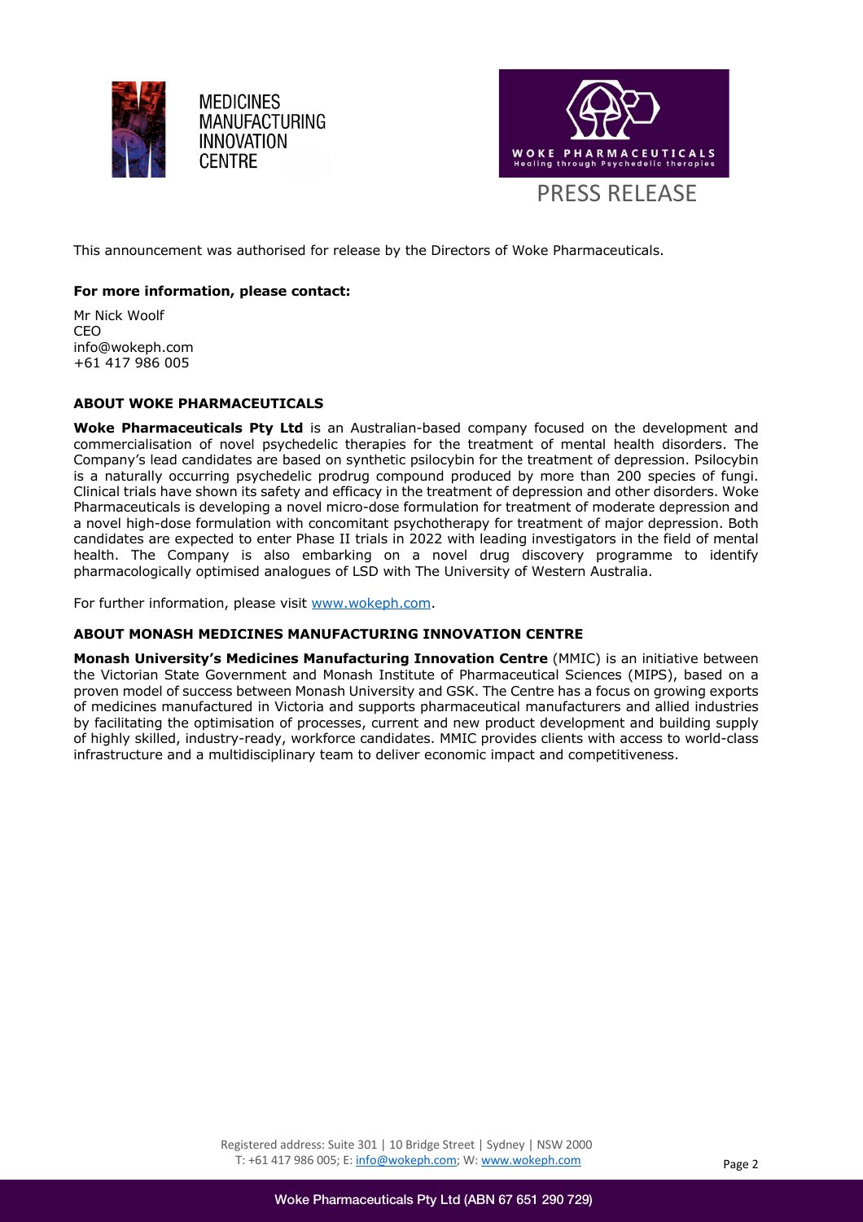This announcement was authorised for release by the Directors of Woke Pharmaceuticals.

**For more information, please contact:**

Mr Nick Woolf
CEO
info@wokeph.com
+61 417 986 005

### ABOUT WOKE PHARMACEUTICALS

**Woke Pharmaceuticals Pty Ltd** is an Australian-based company focused on the development and commercialisation of novel psychedelic therapies for the treatment of mental health disorders. The Company's lead candidates are based on synthetic psilocybin for the treatment of depression. Psilocybin is a naturally occurring psychedelic prodrug compound produced by more than 200 species of fungi. Clinical trials have shown its safety and efficacy in the treatment of depression and other disorders. Woke Pharmaceuticals is developing a novel micro-dose formulation for treatment of moderate depression and a novel high-dose formulation with concomitant psychotherapy for treatment of major depression. Both candidates are expected to enter Phase II trials in 2022 with leading investigators in the field of mental health. The Company is also embarking on a novel drug discovery programme to identify pharmacologically optimised analogues of LSD with The University of Western Australia.

For further information, please visit [www.wokeph.com](www.wokeph.com).

### ABOUT MONASH MEDICINES MANUFACTURING INNOVATION CENTRE

**Monash University's Medicines Manufacturing Innovation Centre** (MMIC) is an initiative between the Victorian State Government and Monash Institute of Pharmaceutical Sciences (MIPS), based on a proven model of success between Monash University and GSK. The Centre has a focus on growing exports of medicines manufactured in Victoria and supports pharmaceutical manufacturers and allied industries by facilitating the optimisation of processes, current and new product development and building supply of highly skilled, industry-ready, workforce candidates. MMIC provides clients with access to world-class infrastructure and a multidisciplinary team to deliver economic impact and competitiveness.